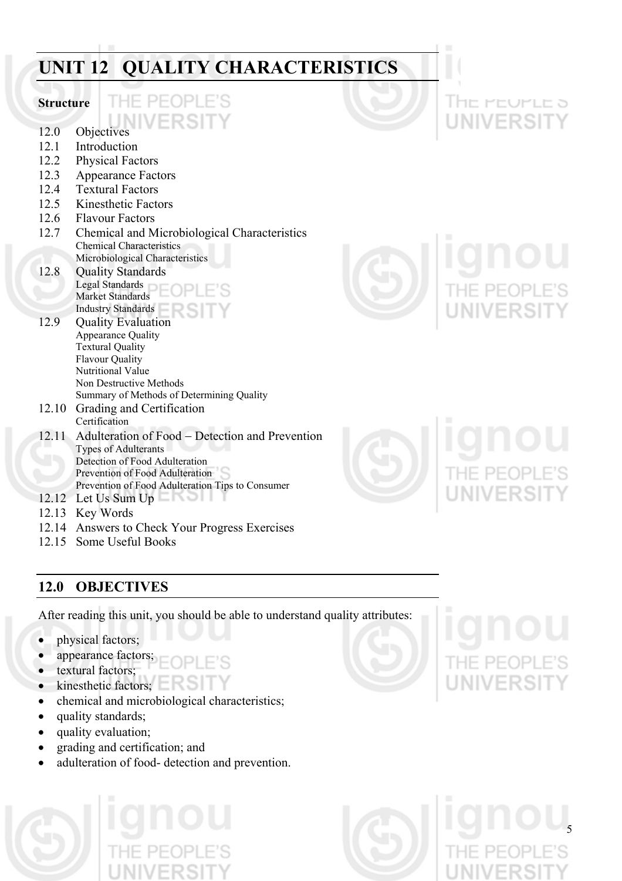# UNIT 12 QUALITY CHARACTERISTICS

**Structure**

- 12.0 Objectives
- 12.1 Introduction
- 12.2 Physical Factors
- 12.3 Appearance Factors
- 12.4 Textural Factors
- 12.5 Kinesthetic Factors
- 12.6 Flavour Factors
- 12.7 Chemical and Microbiological Characteristics
  - Chemical Characteristics
  - Microbiological Characteristics
- 12.8 Quality Standards
  - Legal Standards
  - Market Standards
  - Industry Standards
- 12.9 Quality Evaluation
  - Appearance Quality
  - Textural Quality
  - Flavour Quality
  - Nutritional Value
  - Non Destructive Methods
  - Summary of Methods of Determining Quality
- 12.10 Grading and Certification
  - Certification
- 12.11 Adulteration of Food – Detection and Prevention
  - Types of Adulterants
  - Detection of Food Adulteration
  - Prevention of Food Adulteration
  - Prevention of Food Adulteration Tips to Consumer
- 12.12 Let Us Sum Up
- 12.13 Key Words
- 12.14 Answers to Check Your Progress Exercises
- 12.15 Some Useful Books

## 12.0 OBJECTIVES

After reading this unit, you should be able to understand quality attributes:

- physical factors;
- appearance factors;
- textural factors;
- kinesthetic factors;
- chemical and microbiological characteristics;
- quality standards;
- quality evaluation;
- grading and certification; and
- adulteration of food- detection and prevention.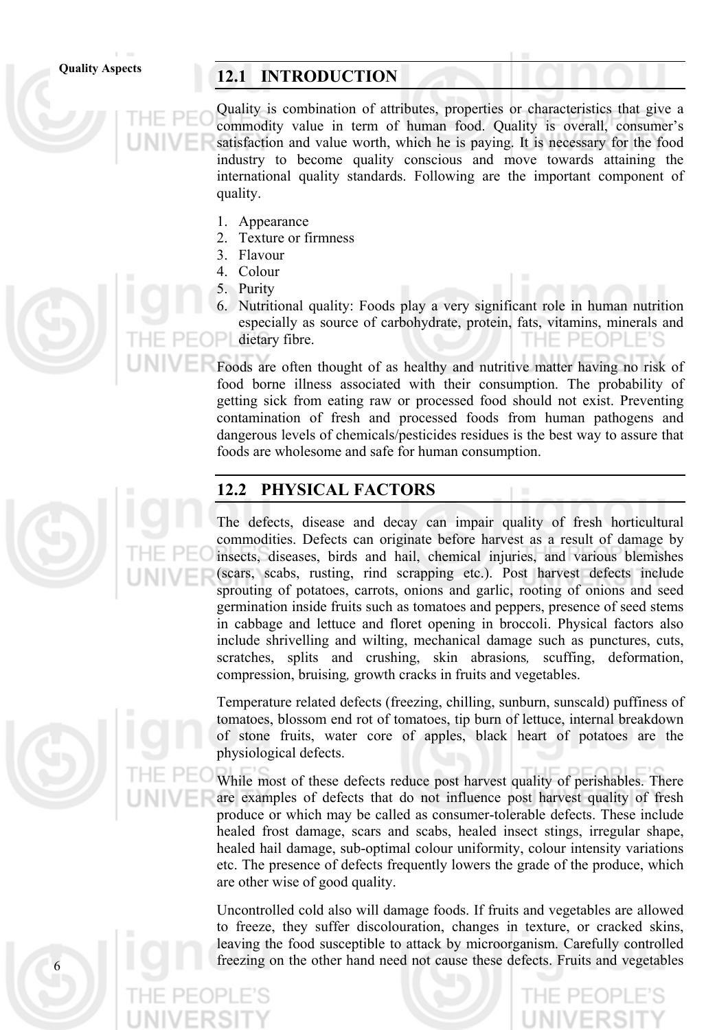## 12.1 INTRODUCTION

Quality is combination of attributes, properties or characteristics that give a commodity value in term of human food. Quality is overall, consumer's satisfaction and value worth, which he is paying. It is necessary for the food industry to become quality conscious and move towards attaining the international quality standards. Following are the important component of quality.

1. Appearance
2. Texture or firmness
3. Flavour
4. Colour
5. Purity
6. Nutritional quality: Foods play a very significant role in human nutrition especially as source of carbohydrate, protein, fats, vitamins, minerals and dietary fibre.

Foods are often thought of as healthy and nutritive matter having no risk of food borne illness associated with their consumption. The probability of getting sick from eating raw or processed food should not exist. Preventing contamination of fresh and processed foods from human pathogens and dangerous levels of chemicals/pesticides residues is the best way to assure that foods are wholesome and safe for human consumption.

## 12.2 PHYSICAL FACTORS

The defects, disease and decay can impair quality of fresh horticultural commodities. Defects can originate before harvest as a result of damage by insects, diseases, birds and hail, chemical injuries, and various blemishes (scars, scabs, rusting, rind scrapping etc.). Post harvest defects include sprouting of potatoes, carrots, onions and garlic, rooting of onions and seed germination inside fruits such as tomatoes and peppers, presence of seed stems in cabbage and lettuce and floret opening in broccoli. Physical factors also include shrivelling and wilting, mechanical damage such as punctures, cuts, scratches, splits and crushing, skin abrasions*,* scuffing, deformation, compression, bruising*,* growth cracks in fruits and vegetables.

Temperature related defects (freezing, chilling, sunburn, sunscald) puffiness of tomatoes, blossom end rot of tomatoes, tip burn of lettuce, internal breakdown of stone fruits, water core of apples, black heart of potatoes are the physiological defects.

While most of these defects reduce post harvest quality of perishables. There are examples of defects that do not influence post harvest quality of fresh produce or which may be called as consumer-tolerable defects. These include healed frost damage, scars and scabs, healed insect stings, irregular shape, healed hail damage, sub-optimal colour uniformity, colour intensity variations etc. The presence of defects frequently lowers the grade of the produce, which are other wise of good quality.

Uncontrolled cold also will damage foods. If fruits and vegetables are allowed to freeze, they suffer discolouration, changes in texture, or cracked skins, leaving the food susceptible to attack by microorganism. Carefully controlled freezing on the other hand need not cause these defects. Fruits and vegetables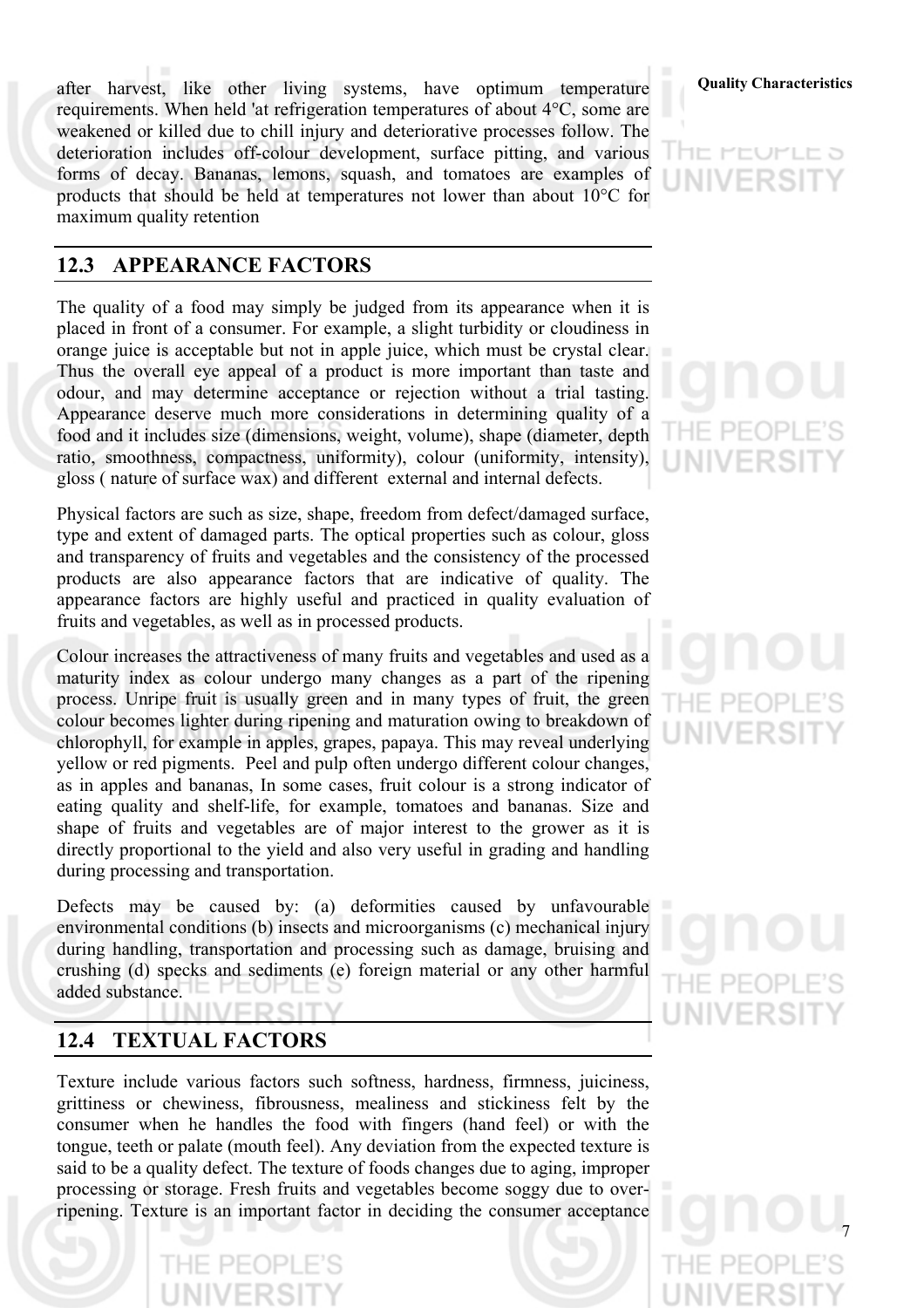after harvest, like other living systems, have optimum temperature requirements. When held 'at refrigeration temperatures of about 4°C, some are weakened or killed due to chill injury and deteriorative processes follow. The deterioration includes off-colour development, surface pitting, and various forms of decay. Bananas, lemons, squash, and tomatoes are examples of products that should be held at temperatures not lower than about 10°C for maximum quality retention

## 12.3 APPEARANCE FACTORS

The quality of a food may simply be judged from its appearance when it is placed in front of a consumer. For example, a slight turbidity or cloudiness in orange juice is acceptable but not in apple juice, which must be crystal clear. Thus the overall eye appeal of a product is more important than taste and odour, and may determine acceptance or rejection without a trial tasting. Appearance deserve much more considerations in determining quality of a food and it includes size (dimensions, weight, volume), shape (diameter, depth ratio, smoothness, compactness, uniformity), colour (uniformity, intensity), gloss ( nature of surface wax) and different external and internal defects.

Physical factors are such as size, shape, freedom from defect/damaged surface, type and extent of damaged parts. The optical properties such as colour, gloss and transparency of fruits and vegetables and the consistency of the processed products are also appearance factors that are indicative of quality. The appearance factors are highly useful and practiced in quality evaluation of fruits and vegetables, as well as in processed products.

Colour increases the attractiveness of many fruits and vegetables and used as a maturity index as colour undergo many changes as a part of the ripening process. Unripe fruit is usually green and in many types of fruit, the green colour becomes lighter during ripening and maturation owing to breakdown of chlorophyll, for example in apples, grapes, papaya. This may reveal underlying yellow or red pigments. Peel and pulp often undergo different colour changes, as in apples and bananas, In some cases, fruit colour is a strong indicator of eating quality and shelf-life, for example, tomatoes and bananas. Size and shape of fruits and vegetables are of major interest to the grower as it is directly proportional to the yield and also very useful in grading and handling during processing and transportation.

Defects may be caused by: (a) deformities caused by unfavourable environmental conditions (b) insects and microorganisms (c) mechanical injury during handling, transportation and processing such as damage, bruising and crushing (d) specks and sediments (e) foreign material or any other harmful added substance.

## 12.4 TEXTUAL FACTORS

Texture include various factors such softness, hardness, firmness, juiciness, grittiness or chewiness, fibrousness, mealiness and stickiness felt by the consumer when he handles the food with fingers (hand feel) or with the tongue, teeth or palate (mouth feel). Any deviation from the expected texture is said to be a quality defect. The texture of foods changes due to aging, improper processing or storage. Fresh fruits and vegetables become soggy due to over-ripening. Texture is an important factor in deciding the consumer acceptance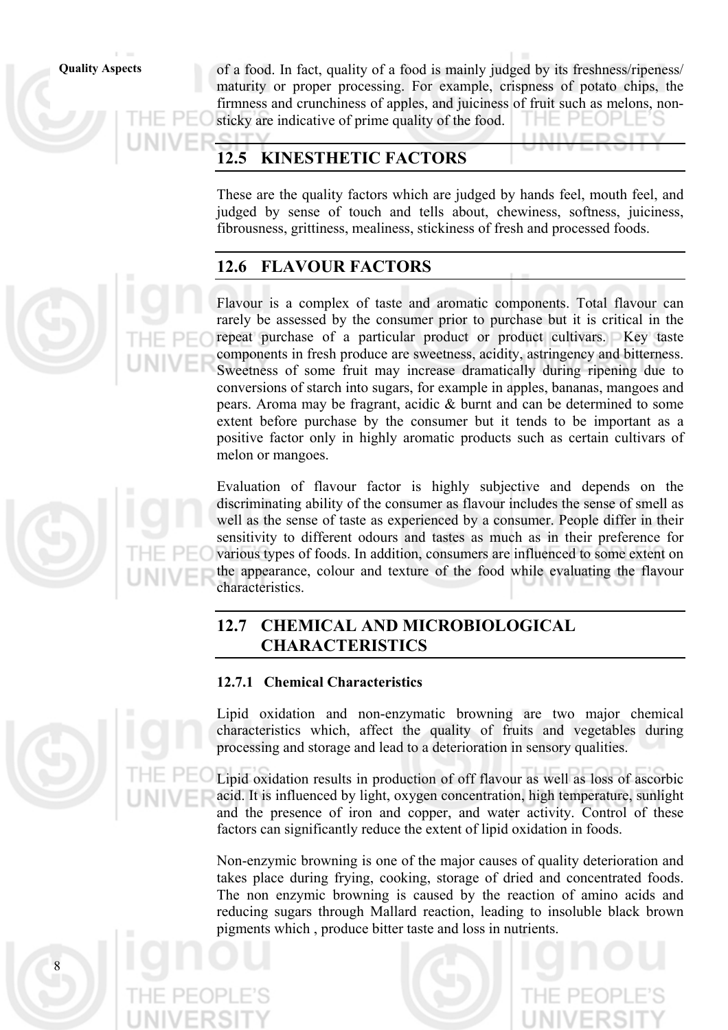of a food. In fact, quality of a food is mainly judged by its freshness/ripeness/ maturity or proper processing. For example, crispness of potato chips, the firmness and crunchiness of apples, and juiciness of fruit such as melons, non-sticky are indicative of prime quality of the food.

## 12.5 KINESTHETIC FACTORS

These are the quality factors which are judged by hands feel, mouth feel, and judged by sense of touch and tells about, chewiness, softness, juiciness, fibrousness, grittiness, mealiness, stickiness of fresh and processed foods.

## 12.6 FLAVOUR FACTORS

Flavour is a complex of taste and aromatic components. Total flavour can rarely be assessed by the consumer prior to purchase but it is critical in the repeat purchase of a particular product or product cultivars. Key taste components in fresh produce are sweetness, acidity, astringency and bitterness. Sweetness of some fruit may increase dramatically during ripening due to conversions of starch into sugars, for example in apples, bananas, mangoes and pears. Aroma may be fragrant, acidic & burnt and can be determined to some extent before purchase by the consumer but it tends to be important as a positive factor only in highly aromatic products such as certain cultivars of melon or mangoes.

Evaluation of flavour factor is highly subjective and depends on the discriminating ability of the consumer as flavour includes the sense of smell as well as the sense of taste as experienced by a consumer. People differ in their sensitivity to different odours and tastes as much as in their preference for various types of foods. In addition, consumers are influenced to some extent on the appearance, colour and texture of the food while evaluating the flavour characteristics.

## 12.7 CHEMICAL AND MICROBIOLOGICAL CHARACTERISTICS

### 12.7.1 Chemical Characteristics

Lipid oxidation and non-enzymatic browning are two major chemical characteristics which, affect the quality of fruits and vegetables during processing and storage and lead to a deterioration in sensory qualities.

Lipid oxidation results in production of off flavour as well as loss of ascorbic acid. It is influenced by light, oxygen concentration, high temperature, sunlight and the presence of iron and copper, and water activity. Control of these factors can significantly reduce the extent of lipid oxidation in foods.

Non-enzymic browning is one of the major causes of quality deterioration and takes place during frying, cooking, storage of dried and concentrated foods. The non enzymic browning is caused by the reaction of amino acids and reducing sugars through Mallard reaction, leading to insoluble black brown pigments which , produce bitter taste and loss in nutrients.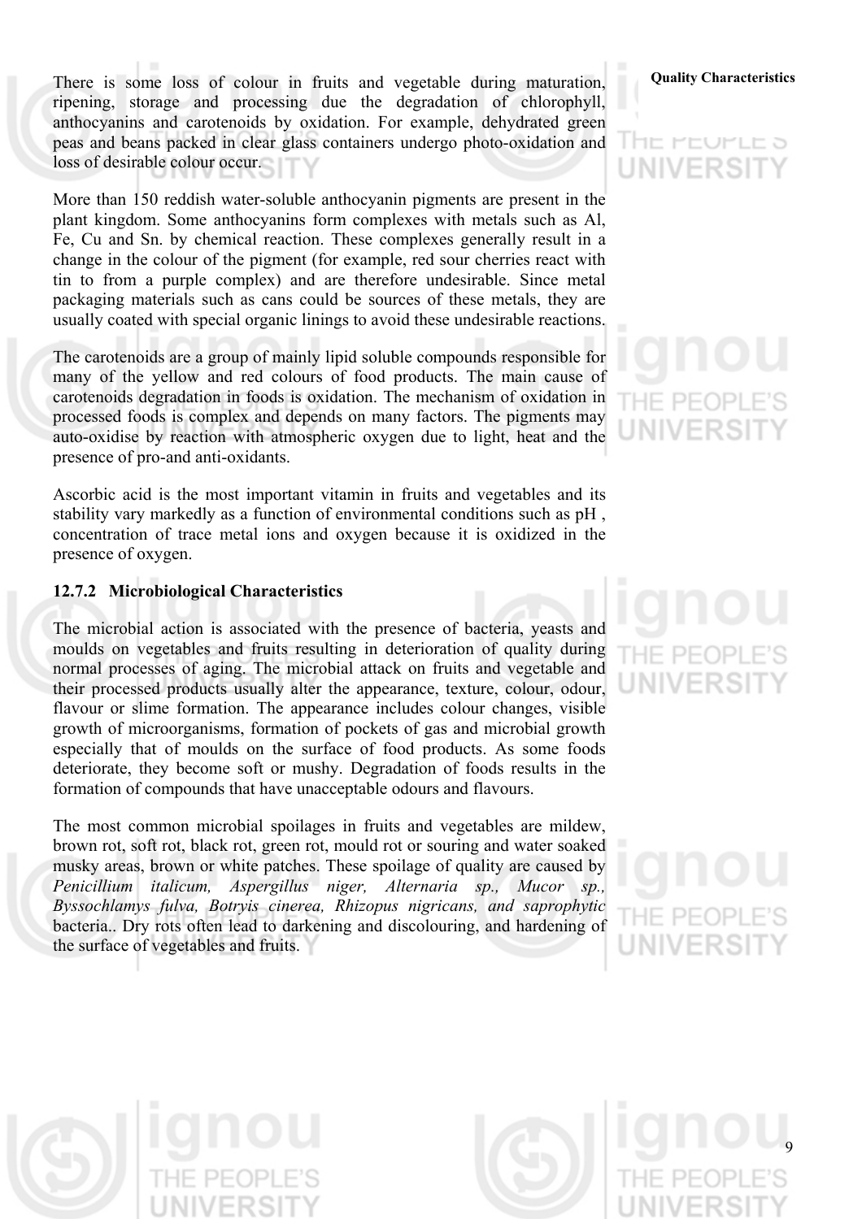There is some loss of colour in fruits and vegetable during maturation, ripening, storage and processing due the degradation of chlorophyll, anthocyanins and carotenoids by oxidation. For example, dehydrated green peas and beans packed in clear glass containers undergo photo-oxidation and loss of desirable colour occur.

More than 150 reddish water-soluble anthocyanin pigments are present in the plant kingdom. Some anthocyanins form complexes with metals such as Al, Fe, Cu and Sn. by chemical reaction. These complexes generally result in a change in the colour of the pigment (for example, red sour cherries react with tin to from a purple complex) and are therefore undesirable. Since metal packaging materials such as cans could be sources of these metals, they are usually coated with special organic linings to avoid these undesirable reactions.

The carotenoids are a group of mainly lipid soluble compounds responsible for many of the yellow and red colours of food products. The main cause of carotenoids degradation in foods is oxidation. The mechanism of oxidation in processed foods is complex and depends on many factors. The pigments may auto-oxidise by reaction with atmospheric oxygen due to light, heat and the presence of pro-and anti-oxidants.

Ascorbic acid is the most important vitamin in fruits and vegetables and its stability vary markedly as a function of environmental conditions such as pH , concentration of trace metal ions and oxygen because it is oxidized in the presence of oxygen.

### 12.7.2 Microbiological Characteristics

The microbial action is associated with the presence of bacteria, yeasts and moulds on vegetables and fruits resulting in deterioration of quality during normal processes of aging. The microbial attack on fruits and vegetable and their processed products usually alter the appearance, texture, colour, odour, flavour or slime formation. The appearance includes colour changes, visible growth of microorganisms, formation of pockets of gas and microbial growth especially that of moulds on the surface of food products. As some foods deteriorate, they become soft or mushy. Degradation of foods results in the formation of compounds that have unacceptable odours and flavours.

The most common microbial spoilages in fruits and vegetables are mildew, brown rot, soft rot, black rot, green rot, mould rot or souring and water soaked musky areas, brown or white patches. These spoilage of quality are caused by *Penicillium italicum, Aspergillus niger, Alternaria sp., Mucor sp., Byssochlamys fulva, Botryis cinerea, Rhizopus nigricans, and saprophytic* bacteria.. Dry rots often lead to darkening and discolouring, and hardening of the surface of vegetables and fruits.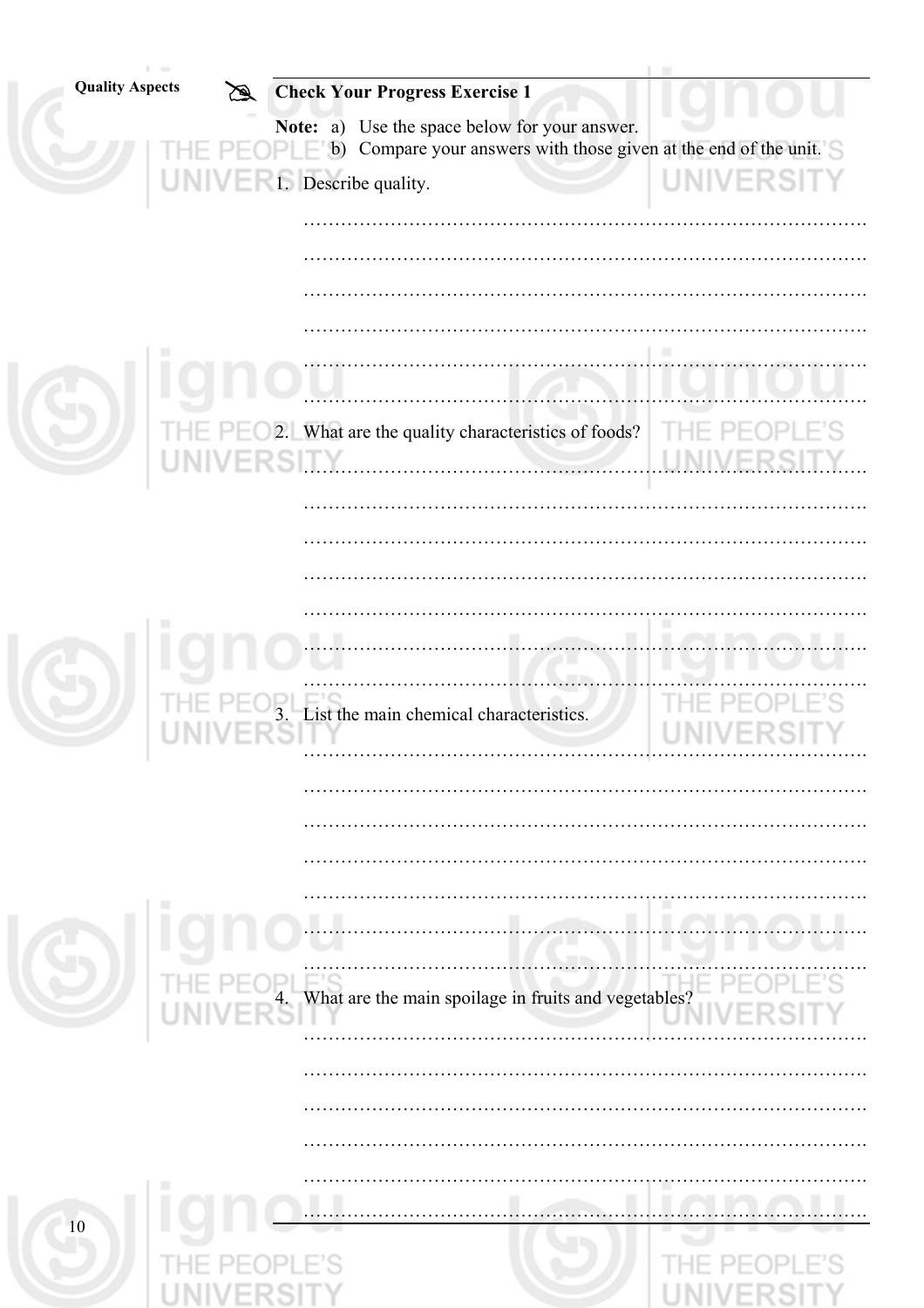## Check Your Progress Exercise 1

**Note:** a) Use the space below for your answer.
b) Compare your answers with those given at the end of the unit.

1. Describe quality.

……………………………………………………………………………………
……………………………………………………………………………………
……………………………………………………………………………………
……………………………………………………………………………………
……………………………………………………………………………………
……………………………………………………………………………………

2. What are the quality characteristics of foods?

……………………………………………………………………………………
……………………………………………………………………………………
……………………………………………………………………………………
……………………………………………………………………………………
……………………………………………………………………………………
……………………………………………………………………………………
……………………………………………………………………………………

3. List the main chemical characteristics.

……………………………………………………………………………………
……………………………………………………………………………………
……………………………………………………………………………………
……………………………………………………………………………………
……………………………………………………………………………………
……………………………………………………………………………………
……………………………………………………………………………………

4. What are the main spoilage in fruits and vegetables?

……………………………………………………………………………………
……………………………………………………………………………………
……………………………………………………………………………………
……………………………………………………………………………………
……………………………………………………………………………………
……………………………………………………………………………………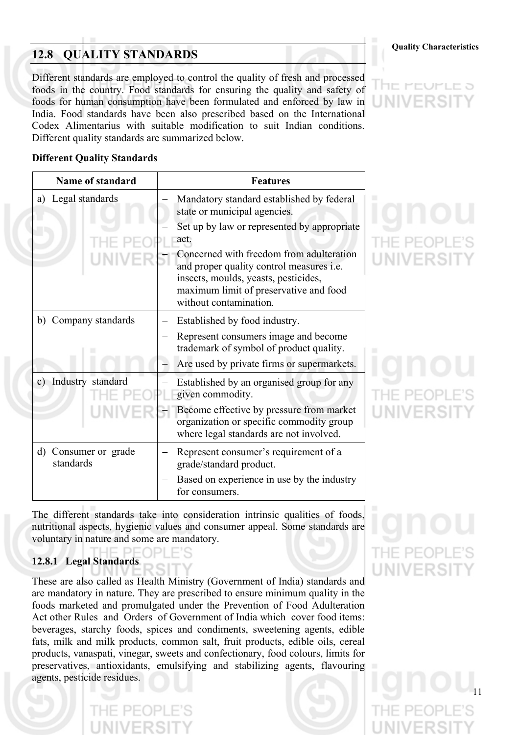## 12.8 QUALITY STANDARDS

Different standards are employed to control the quality of fresh and processed foods in the country. Food standards for ensuring the quality and safety of foods for human consumption have been formulated and enforced by law in India. Food standards have been also prescribed based on the International Codex Alimentarius with suitable modification to suit Indian conditions. Different quality standards are summarized below.

**Different Quality Standards**

| Name of standard | Features |
|---|---|
| a) Legal standards | – Mandatory standard established by federal state or municipal agencies.<br>– Set up by law or represented by appropriate act.<br>– Concerned with freedom from adulteration and proper quality control measures i.e. insects, moulds, yeasts, pesticides, maximum limit of preservative and food without contamination. |
| b) Company standards | – Established by food industry.<br>– Represent consumers image and become trademark of symbol of product quality.<br>– Are used by private firms or supermarkets. |
| c) Industry standard | – Established by an organised group for any given commodity.<br>– Become effective by pressure from market organization or specific commodity group where legal standards are not involved. |
| d) Consumer or grade standards | – Represent consumer's requirement of a grade/standard product.<br>– Based on experience in use by the industry for consumers. |

The different standards take into consideration intrinsic qualities of foods, nutritional aspects, hygienic values and consumer appeal. Some standards are voluntary in nature and some are mandatory.

### 12.8.1 Legal Standards

These are also called as Health Ministry (Government of India) standards and are mandatory in nature. They are prescribed to ensure minimum quality in the foods marketed and promulgated under the Prevention of Food Adulteration Act other Rules and Orders of Government of India which cover food items: beverages, starchy foods, spices and condiments, sweetening agents, edible fats, milk and milk products, common salt, fruit products, edible oils, cereal products, vanaspati, vinegar, sweets and confectionary, food colours, limits for preservatives, antioxidants, emulsifying and stabilizing agents, flavouring agents, pesticide residues.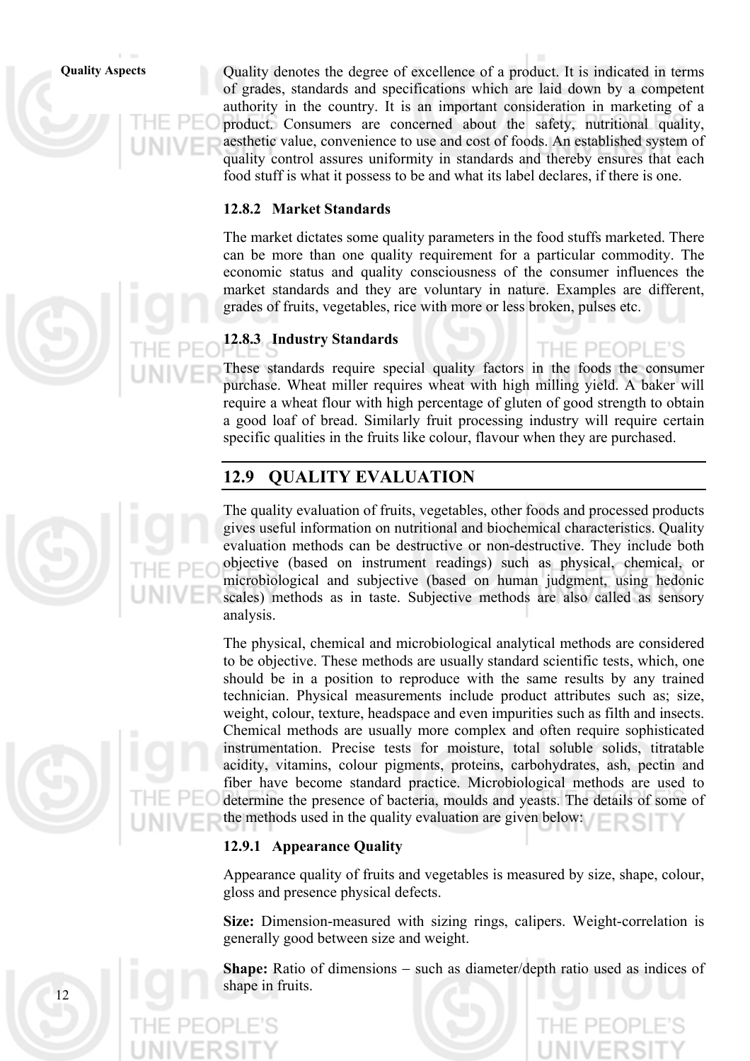**Quality Aspects**

Quality denotes the degree of excellence of a product. It is indicated in terms of grades, standards and specifications which are laid down by a competent authority in the country. It is an important consideration in marketing of a product. Consumers are concerned about the safety, nutritional quality, aesthetic value, convenience to use and cost of foods. An established system of quality control assures uniformity in standards and thereby ensures that each food stuff is what it possess to be and what its label declares, if there is one.

### 12.8.2 Market Standards

The market dictates some quality parameters in the food stuffs marketed. There can be more than one quality requirement for a particular commodity. The economic status and quality consciousness of the consumer influences the market standards and they are voluntary in nature. Examples are different, grades of fruits, vegetables, rice with more or less broken, pulses etc.

### 12.8.3 Industry Standards

These standards require special quality factors in the foods the consumer purchase. Wheat miller requires wheat with high milling yield. A baker will require a wheat flour with high percentage of gluten of good strength to obtain a good loaf of bread. Similarly fruit processing industry will require certain specific qualities in the fruits like colour, flavour when they are purchased.

## 12.9 QUALITY EVALUATION

The quality evaluation of fruits, vegetables, other foods and processed products gives useful information on nutritional and biochemical characteristics. Quality evaluation methods can be destructive or non-destructive. They include both objective (based on instrument readings) such as physical, chemical, or microbiological and subjective (based on human judgment, using hedonic scales) methods as in taste. Subjective methods are also called as sensory analysis.

The physical, chemical and microbiological analytical methods are considered to be objective. These methods are usually standard scientific tests, which, one should be in a position to reproduce with the same results by any trained technician. Physical measurements include product attributes such as; size, weight, colour, texture, headspace and even impurities such as filth and insects. Chemical methods are usually more complex and often require sophisticated instrumentation. Precise tests for moisture, total soluble solids, titratable acidity, vitamins, colour pigments, proteins, carbohydrates, ash, pectin and fiber have become standard practice. Microbiological methods are used to determine the presence of bacteria, moulds and yeasts. The details of some of the methods used in the quality evaluation are given below:

### 12.9.1 Appearance Quality

Appearance quality of fruits and vegetables is measured by size, shape, colour, gloss and presence physical defects.

**Size:** Dimension-measured with sizing rings, calipers. Weight-correlation is generally good between size and weight.

**Shape:** Ratio of dimensions – such as diameter/depth ratio used as indices of shape in fruits.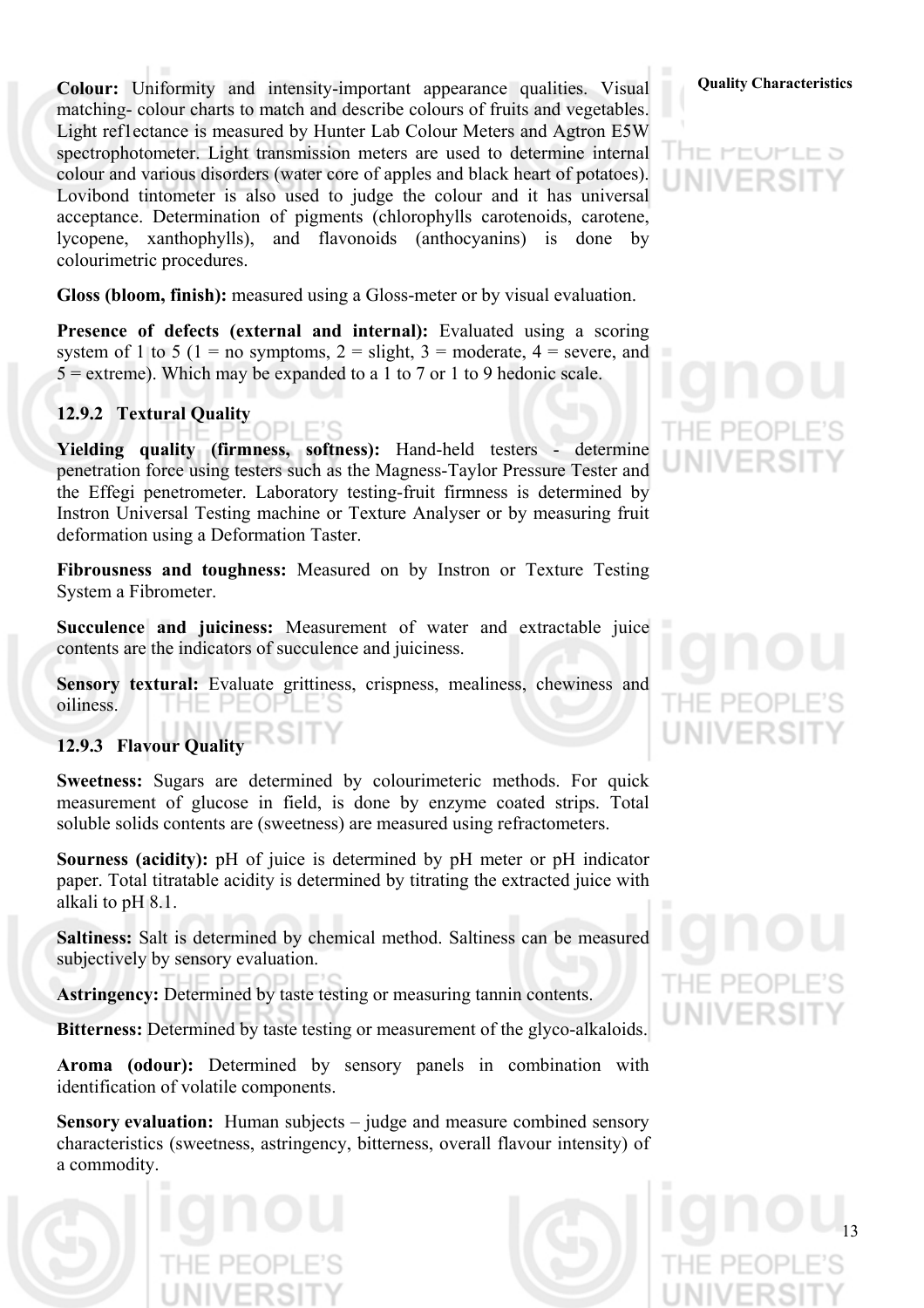**Colour:** Uniformity and intensity-important appearance qualities. Visual matching- colour charts to match and describe colours of fruits and vegetables. Light ref1ectance is measured by Hunter Lab Colour Meters and Agtron E5W spectrophotometer. Light transmission meters are used to determine internal colour and various disorders (water core of apples and black heart of potatoes). Lovibond tintometer is also used to judge the colour and it has universal acceptance. Determination of pigments (chlorophylls carotenoids, carotene, lycopene, xanthophylls), and flavonoids (anthocyanins) is done by colourimetric procedures.

**Gloss (bloom, finish):** measured using a Gloss-meter or by visual evaluation.

**Presence of defects (external and internal):** Evaluated using a scoring system of 1 to 5 (1 = no symptoms, 2 = slight, 3 = moderate, 4 = severe, and 5 = extreme). Which may be expanded to a 1 to 7 or 1 to 9 hedonic scale.

### 12.9.2 Textural Quality

**Yielding quality (firmness, softness):** Hand-held testers - determine penetration force using testers such as the Magness-Taylor Pressure Tester and the Effegi penetrometer. Laboratory testing-fruit firmness is determined by Instron Universal Testing machine or Texture Analyser or by measuring fruit deformation using a Deformation Taster.

**Fibrousness and toughness:** Measured on by Instron or Texture Testing System a Fibrometer.

**Succulence and juiciness:** Measurement of water and extractable juice contents are the indicators of succulence and juiciness.

**Sensory textural:** Evaluate grittiness, crispness, mealiness, chewiness and oiliness.

### 12.9.3 Flavour Quality

**Sweetness:** Sugars are determined by colourimeteric methods. For quick measurement of glucose in field, is done by enzyme coated strips. Total soluble solids contents are (sweetness) are measured using refractometers.

**Sourness (acidity):** pH of juice is determined by pH meter or pH indicator paper. Total titratable acidity is determined by titrating the extracted juice with alkali to pH 8.1.

**Saltiness:** Salt is determined by chemical method. Saltiness can be measured subjectively by sensory evaluation.

**Astringency:** Determined by taste testing or measuring tannin contents.

**Bitterness:** Determined by taste testing or measurement of the glyco-alkaloids.

**Aroma (odour):** Determined by sensory panels in combination with identification of volatile components.

**Sensory evaluation:** Human subjects – judge and measure combined sensory characteristics (sweetness, astringency, bitterness, overall flavour intensity) of a commodity.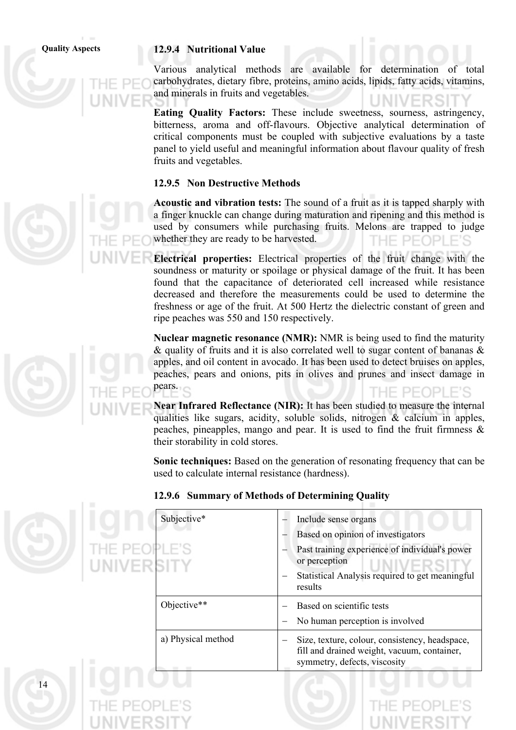### 12.9.4 Nutritional Value

Various analytical methods are available for determination of total carbohydrates, dietary fibre, proteins, amino acids, lipids, fatty acids, vitamins, and minerals in fruits and vegetables.

**Eating Quality Factors:** These include sweetness, sourness, astringency, bitterness, aroma and off-flavours. Objective analytical determination of critical components must be coupled with subjective evaluations by a taste panel to yield useful and meaningful information about flavour quality of fresh fruits and vegetables.

### 12.9.5 Non Destructive Methods

**Acoustic and vibration tests:** The sound of a fruit as it is tapped sharply with a finger knuckle can change during maturation and ripening and this method is used by consumers while purchasing fruits. Melons are trapped to judge whether they are ready to be harvested.

**Electrical properties:** Electrical properties of the fruit change with the soundness or maturity or spoilage or physical damage of the fruit. It has been found that the capacitance of deteriorated cell increased while resistance decreased and therefore the measurements could be used to determine the freshness or age of the fruit. At 500 Hertz the dielectric constant of green and ripe peaches was 550 and 150 respectively.

**Nuclear magnetic resonance (NMR):** NMR is being used to find the maturity & quality of fruits and it is also correlated well to sugar content of bananas & apples, and oil content in avocado. It has been used to detect bruises on apples, peaches, pears and onions, pits in olives and prunes and insect damage in pears.

**Near Infrared Reflectance (NIR):** It has been studied to measure the internal qualities like sugars, acidity, soluble solids, nitrogen & calcium in apples, peaches, pineapples, mango and pear. It is used to find the fruit firmness & their storability in cold stores.

**Sonic techniques:** Based on the generation of resonating frequency that can be used to calculate internal resistance (hardness).

### 12.9.6 Summary of Methods of Determining Quality

| Subjective* | – Include sense organs<br>– Based on opinion of investigators<br>– Past training experience of individual's power or perception<br>– Statistical Analysis required to get meaningful results |
|---|---|
| Objective** | – Based on scientific tests<br>– No human perception is involved |
| a) Physical method | – Size, texture, colour, consistency, headspace, fill and drained weight, vacuum, container, symmetry, defects, viscosity |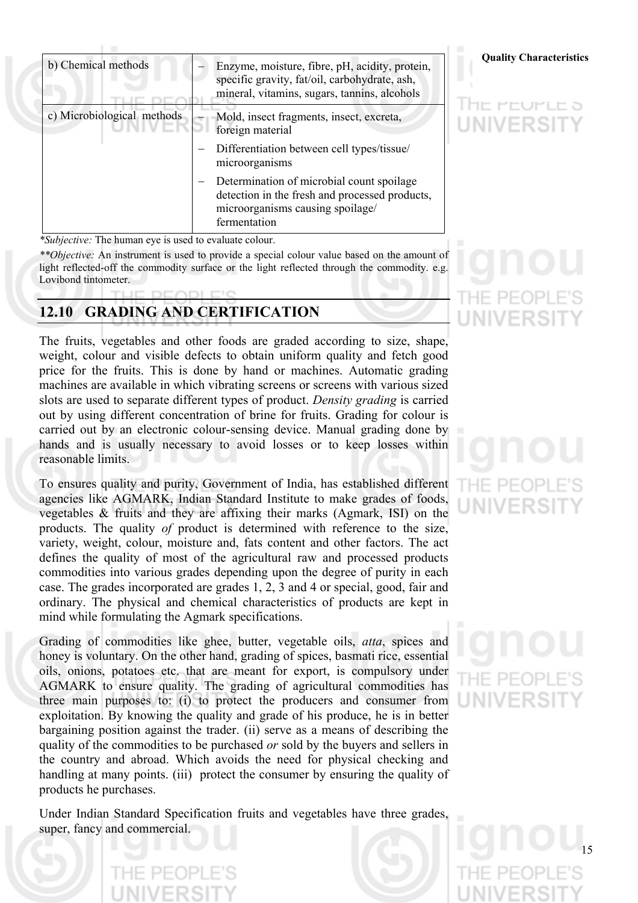| | |
|---|---|
| b) Chemical methods | – Enzyme, moisture, fibre, pH, acidity, protein, specific gravity, fat/oil, carbohydrate, ash, mineral, vitamins, sugars, tannins, alcohols |
| c) Microbiological methods | – Mold, insect fragments, insect, excreta, foreign material<br>– Differentiation between cell types/tissue/ microorganisms<br>– Determination of microbial count spoilage detection in the fresh and processed products, microorganisms causing spoilage/ fermentation |

**Subjective:* The human eye is used to evaluate colour.

***Objective:* An instrument is used to provide a special colour value based on the amount of light reflected-off the commodity surface or the light reflected through the commodity. e.g. Lovibond tintometer.

## 12.10 GRADING AND CERTIFICATION

The fruits, vegetables and other foods are graded according to size, shape, weight, colour and visible defects to obtain uniform quality and fetch good price for the fruits. This is done by hand or machines. Automatic grading machines are available in which vibrating screens or screens with various sized slots are used to separate different types of product. *Density grading* is carried out by using different concentration of brine for fruits. Grading for colour is carried out by an electronic colour-sensing device. Manual grading done by hands and is usually necessary to avoid losses or to keep losses within reasonable limits.

To ensures quality and purity, Government of India, has established different agencies like AGMARK, Indian Standard Institute to make grades of foods, vegetables & fruits and they are affixing their marks (Agmark, ISI) on the products. The quality *of* product is determined with reference to the size, variety, weight, colour, moisture and, fats content and other factors. The act defines the quality of most of the agricultural raw and processed products commodities into various grades depending upon the degree of purity in each case. The grades incorporated are grades 1, 2, 3 and 4 or special, good, fair and ordinary. The physical and chemical characteristics of products are kept in mind while formulating the Agmark specifications.

Grading of commodities like ghee, butter, vegetable oils, *atta*, spices and honey is voluntary. On the other hand, grading of spices, basmati rice, essential oils, onions, potatoes etc. that are meant for export, is compulsory under AGMARK to ensure quality. The grading of agricultural commodities has three main purposes to: (i) to protect the producers and consumer from exploitation. By knowing the quality and grade of his produce, he is in better bargaining position against the trader. (ii) serve as a means of describing the quality of the commodities to be purchased *or* sold by the buyers and sellers in the country and abroad. Which avoids the need for physical checking and handling at many points. (iii) protect the consumer by ensuring the quality of products he purchases.

Under Indian Standard Specification fruits and vegetables have three grades, super, fancy and commercial.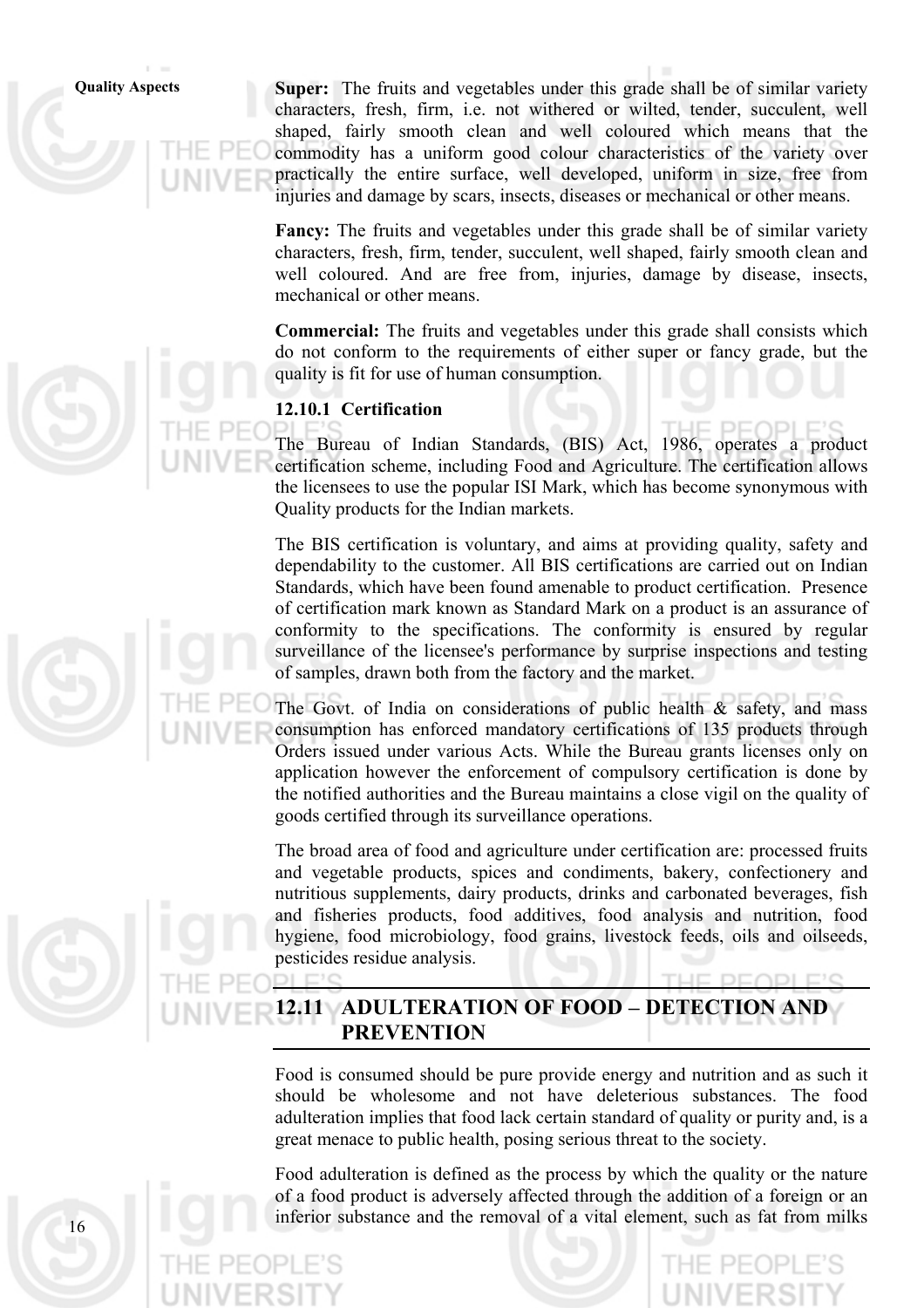**Super:** The fruits and vegetables under this grade shall be of similar variety characters, fresh, firm, i.e. not withered or wilted, tender, succulent, well shaped, fairly smooth clean and well coloured which means that the commodity has a uniform good colour characteristics of the variety over practically the entire surface, well developed, uniform in size, free from injuries and damage by scars, insects, diseases or mechanical or other means.

**Fancy:** The fruits and vegetables under this grade shall be of similar variety characters, fresh, firm, tender, succulent, well shaped, fairly smooth clean and well coloured. And are free from, injuries, damage by disease, insects, mechanical or other means.

**Commercial:** The fruits and vegetables under this grade shall consists which do not conform to the requirements of either super or fancy grade, but the quality is fit for use of human consumption.

### 12.10.1 Certification

The Bureau of Indian Standards, (BIS) Act, 1986, operates a product certification scheme, including Food and Agriculture. The certification allows the licensees to use the popular ISI Mark, which has become synonymous with Quality products for the Indian markets.

The BIS certification is voluntary, and aims at providing quality, safety and dependability to the customer. All BIS certifications are carried out on Indian Standards, which have been found amenable to product certification. Presence of certification mark known as Standard Mark on a product is an assurance of conformity to the specifications. The conformity is ensured by regular surveillance of the licensee's performance by surprise inspections and testing of samples, drawn both from the factory and the market.

The Govt. of India on considerations of public health & safety, and mass consumption has enforced mandatory certifications of 135 products through Orders issued under various Acts. While the Bureau grants licenses only on application however the enforcement of compulsory certification is done by the notified authorities and the Bureau maintains a close vigil on the quality of goods certified through its surveillance operations.

The broad area of food and agriculture under certification are: processed fruits and vegetable products, spices and condiments, bakery, confectionery and nutritious supplements, dairy products, drinks and carbonated beverages, fish and fisheries products, food additives, food analysis and nutrition, food hygiene, food microbiology, food grains, livestock feeds, oils and oilseeds, pesticides residue analysis.

## 12.11 ADULTERATION OF FOOD – DETECTION AND PREVENTION

Food is consumed should be pure provide energy and nutrition and as such it should be wholesome and not have deleterious substances. The food adulteration implies that food lack certain standard of quality or purity and, is a great menace to public health, posing serious threat to the society.

Food adulteration is defined as the process by which the quality or the nature of a food product is adversely affected through the addition of a foreign or an inferior substance and the removal of a vital element, such as fat from milks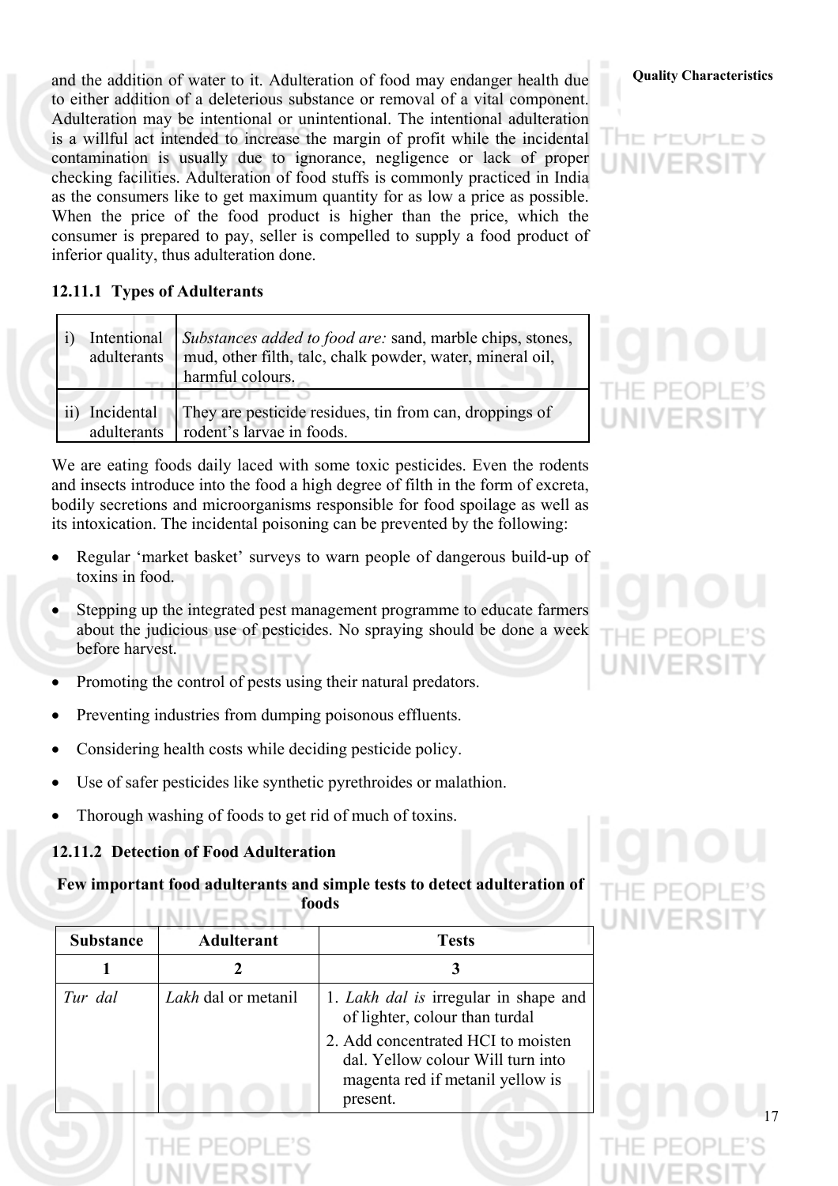and the addition of water to it. Adulteration of food may endanger health due to either addition of a deleterious substance or removal of a vital component. Adulteration may be intentional or unintentional. The intentional adulteration is a willful act intended to increase the margin of profit while the incidental contamination is usually due to ignorance, negligence or lack of proper checking facilities. Adulteration of food stuffs is commonly practiced in India as the consumers like to get maximum quantity for as low a price as possible. When the price of the food product is higher than the price, which the consumer is prepared to pay, seller is compelled to supply a food product of inferior quality, thus adulteration done.

### 12.11.1 Types of Adulterants

| | |
|---|---|
| i) Intentional adulterants | *Substances added to food are:* sand, marble chips, stones, mud, other filth, talc, chalk powder, water, mineral oil, harmful colours. |
| ii) Incidental adulterants | They are pesticide residues, tin from can, droppings of rodent's larvae in foods. |

We are eating foods daily laced with some toxic pesticides. Even the rodents and insects introduce into the food a high degree of filth in the form of excreta, bodily secretions and microorganisms responsible for food spoilage as well as its intoxication. The incidental poisoning can be prevented by the following:

- Regular 'market basket' surveys to warn people of dangerous build-up of toxins in food.
- Stepping up the integrated pest management programme to educate farmers about the judicious use of pesticides. No spraying should be done a week before harvest.
- Promoting the control of pests using their natural predators.
- Preventing industries from dumping poisonous effluents.
- Considering health costs while deciding pesticide policy.
- Use of safer pesticides like synthetic pyrethroides or malathion.
- Thorough washing of foods to get rid of much of toxins.

### 12.11.2 Detection of Food Adulteration

**Few important food adulterants and simple tests to detect adulteration of foods**

| Substance | Adulterant | Tests |
|---|---|---|
| **1** | **2** | **3** |
| *Tur dal* | *Lakh* dal or metanil | 1. *Lakh dal is* irregular in shape and of lighter, colour than turdal<br>2. Add concentrated HCI to moisten dal. Yellow colour Will turn into magenta red if metanil yellow is present. |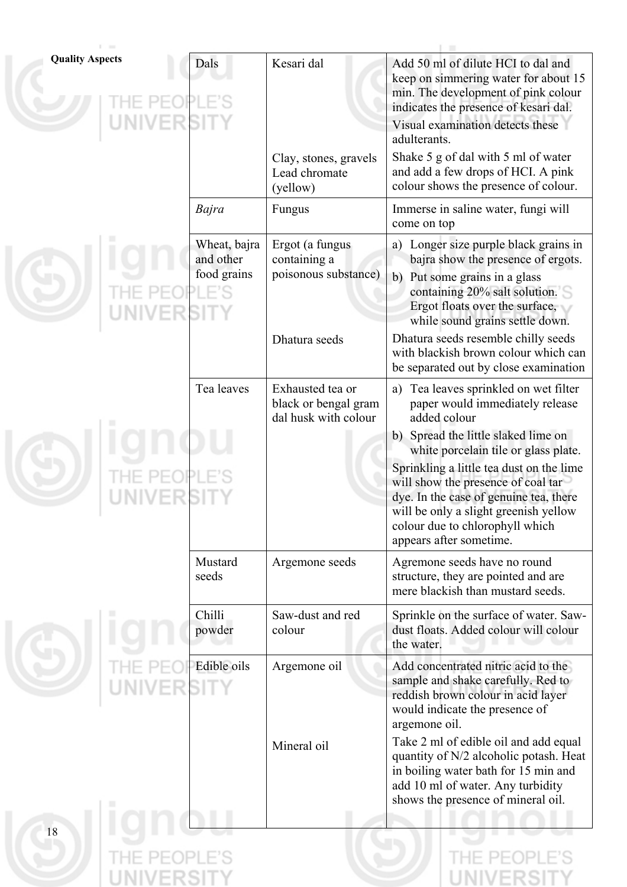| Dals | Kesari dal | Add 50 ml of dilute HCI to dal and keep on simmering water for about 15 min. The development of pink colour indicates the presence of kesari dal. |
|---|---|---|
| | Clay, stones, gravels<br>Lead chromate (yellow) | Visual examination detects these adulterants.<br>Shake 5 g of dal with 5 ml of water and add a few drops of HCI. A pink colour shows the presence of colour. |
| *Bajra* | Fungus | Immerse in saline water, fungi will come on top |
| Wheat, bajra and other food grains | Ergot (a fungus containing a poisonous substance) | a) Longer size purple black grains in bajra show the presence of ergots.<br>b) Put some grains in a glass containing 20% salt solution. Ergot floats over the surface, while sound grains settle down. |
| | Dhatura seeds | Dhatura seeds resemble chilly seeds with blackish brown colour which can be separated out by close examination |
| Tea leaves | Exhausted tea or black or bengal gram dal husk with colour | a) Tea leaves sprinkled on wet filter paper would immediately release added colour<br>b) Spread the little slaked lime on white porcelain tile or glass plate.<br>Sprinkling a little tea dust on the lime will show the presence of coal tar dye. In the case of genuine tea, there will be only a slight greenish yellow colour due to chlorophyll which appears after sometime. |
| Mustard seeds | Argemone seeds | Agremone seeds have no round structure, they are pointed and are mere blackish than mustard seeds. |
| Chilli powder | Saw-dust and red colour | Sprinkle on the surface of water. Saw-dust floats. Added colour will colour the water. |
| Edible oils | Argemone oil | Add concentrated nitric acid to the sample and shake carefully. Red to reddish brown colour in acid layer would indicate the presence of argemone oil. |
| | Mineral oil | Take 2 ml of edible oil and add equal quantity of N/2 alcoholic potash. Heat in boiling water bath for 15 min and add 10 ml of water. Any turbidity shows the presence of mineral oil. |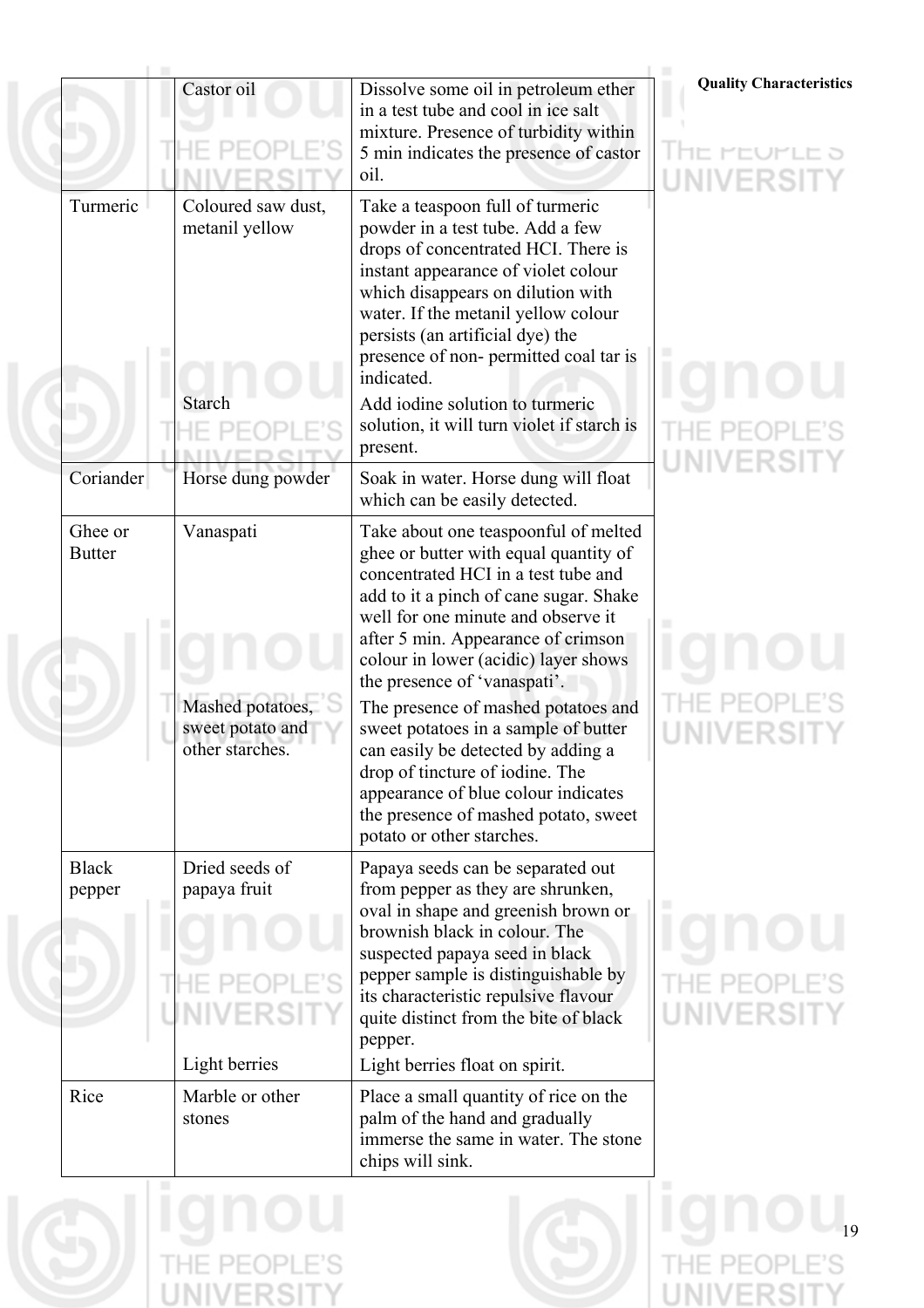| | | |
|---|---|---|
| | Castor oil | Dissolve some oil in petroleum ether in a test tube and cool in ice salt mixture. Presence of turbidity within 5 min indicates the presence of castor oil. |
| Turmeric | Coloured saw dust, metanil yellow | Take a teaspoon full of turmeric powder in a test tube. Add a few drops of concentrated HCI. There is instant appearance of violet colour which disappears on dilution with water. If the metanil yellow colour persists (an artificial dye) the presence of non- permitted coal tar is indicated. |
| | Starch | Add iodine solution to turmeric solution, it will turn violet if starch is present. |
| Coriander | Horse dung powder | Soak in water. Horse dung will float which can be easily detected. |
| Ghee or Butter | Vanaspati | Take about one teaspoonful of melted ghee or butter with equal quantity of concentrated HCI in a test tube and add to it a pinch of cane sugar. Shake well for one minute and observe it after 5 min. Appearance of crimson colour in lower (acidic) layer shows the presence of 'vanaspati'. |
| | Mashed potatoes, sweet potato and other starches. | The presence of mashed potatoes and sweet potatoes in a sample of butter can easily be detected by adding a drop of tincture of iodine. The appearance of blue colour indicates the presence of mashed potato, sweet potato or other starches. |
| Black pepper | Dried seeds of papaya fruit | Papaya seeds can be separated out from pepper as they are shrunken, oval in shape and greenish brown or brownish black in colour. The suspected papaya seed in black pepper sample is distinguishable by its characteristic repulsive flavour quite distinct from the bite of black pepper. |
| | Light berries | Light berries float on spirit. |
| Rice | Marble or other stones | Place a small quantity of rice on the palm of the hand and gradually immerse the same in water. The stone chips will sink. |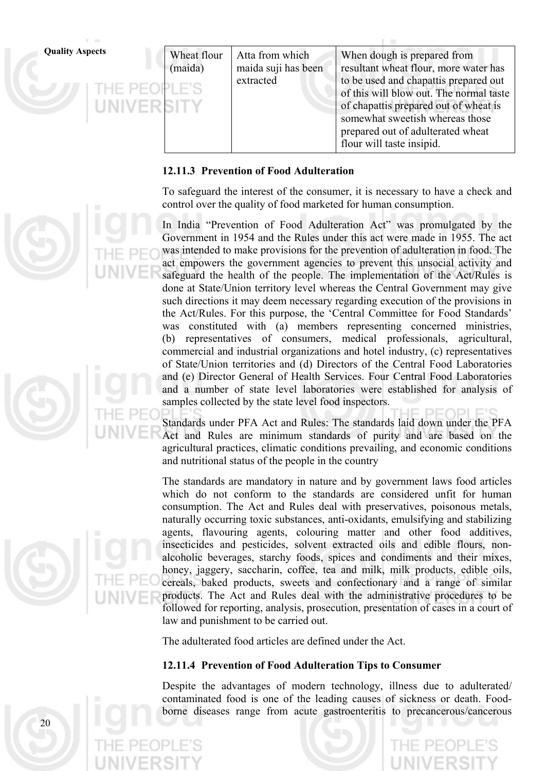| Wheat flour (maida) | Atta from which maida suji has been extracted | When dough is prepared from resultant wheat flour, more water has to be used and chapattis prepared out of this will blow out. The normal taste of chapattis prepared out of wheat is somewhat sweetish whereas those prepared out of adulterated wheat flour will taste insipid. |
|---|---|---|

### 12.11.3 Prevention of Food Adulteration

To safeguard the interest of the consumer, it is necessary to have a check and control over the quality of food marketed for human consumption.

In India "Prevention of Food Adulteration Act" was promulgated by the Government in 1954 and the Rules under this act were made in 1955. The act was intended to make provisions for the prevention of adulteration in food. The act empowers the government agencies to prevent this unsocial activity and safeguard the health of the people. The implementation of the Act/Rules is done at State/Union territory level whereas the Central Government may give such directions it may deem necessary regarding execution of the provisions in the Act/Rules. For this purpose, the 'Central Committee for Food Standards' was constituted with (a) members representing concerned ministries, (b) representatives of consumers, medical professionals, agricultural, commercial and industrial organizations and hotel industry, (c) representatives of State/Union territories and (d) Directors of the Central Food Laboratories and (e) Director General of Health Services. Four Central Food Laboratories and a number of state level laboratories were established for analysis of samples collected by the state level food inspectors.

Standards under PFA Act and Rules: The standards laid down under the PFA Act and Rules are minimum standards of purity and are based on the agricultural practices, climatic conditions prevailing, and economic conditions and nutritional status of the people in the country

The standards are mandatory in nature and by government laws food articles which do not conform to the standards are considered unfit for human consumption. The Act and Rules deal with preservatives, poisonous metals, naturally occurring toxic substances, anti-oxidants, emulsifying and stabilizing agents, flavouring agents, colouring matter and other food additives, insecticides and pesticides, solvent extracted oils and edible flours, non-alcoholic beverages, starchy foods, spices and condiments and their mixes, honey, jaggery, saccharin, coffee, tea and milk, milk products, edible oils, cereals, baked products, sweets and confectionary and a range of similar products. The Act and Rules deal with the administrative procedures to be followed for reporting, analysis, prosecution, presentation of cases in a court of law and punishment to be carried out.

The adulterated food articles are defined under the Act.

### 12.11.4 Prevention of Food Adulteration Tips to Consumer

Despite the advantages of modern technology, illness due to adulterated/ contaminated food is one of the leading causes of sickness or death. Food-borne diseases range from acute gastroenteritis to precancerous/cancerous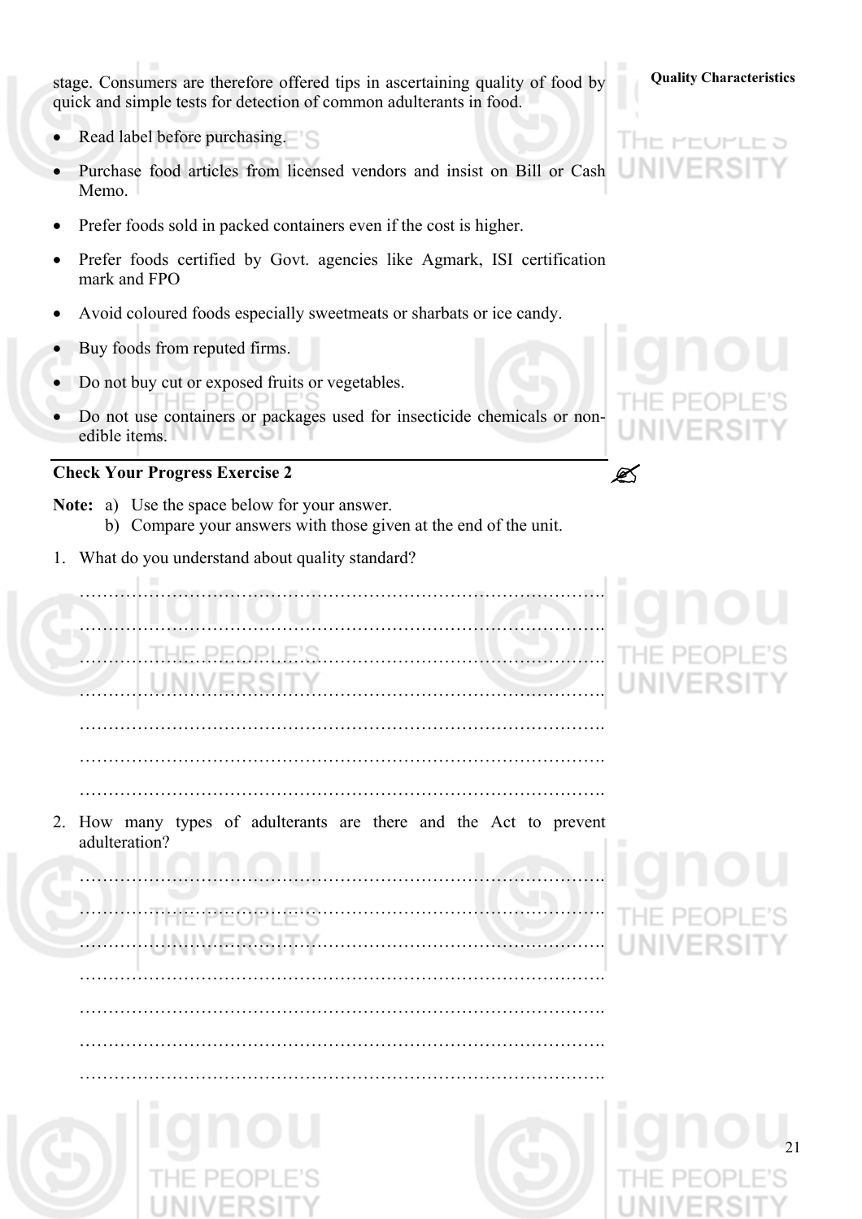stage. Consumers are therefore offered tips in ascertaining quality of food by quick and simple tests for detection of common adulterants in food.

- Read label before purchasing.
- Purchase food articles from licensed vendors and insist on Bill or Cash Memo.
- Prefer foods sold in packed containers even if the cost is higher.
- Prefer foods certified by Govt. agencies like Agmark, ISI certification mark and FPO
- Avoid coloured foods especially sweetmeats or sharbats or ice candy.
- Buy foods from reputed firms.
- Do not buy cut or exposed fruits or vegetables.
- Do not use containers or packages used for insecticide chemicals or non-edible items.

**Check Your Progress Exercise 2**

**Note:** a) Use the space below for your answer.
b) Compare your answers with those given at the end of the unit.

1. What do you understand about quality standard?

…………………………………………………………………………………….
…………………………………………………………………………………….
…………………………………………………………………………………….
…………………………………………………………………………………….
…………………………………………………………………………………….
…………………………………………………………………………………….
…………………………………………………………………………………….

2. How many types of adulterants are there and the Act to prevent adulteration?

…………………………………………………………………………………….
…………………………………………………………………………………….
…………………………………………………………………………………….
…………………………………………………………………………………….
…………………………………………………………………………………….
…………………………………………………………………………………….
…………………………………………………………………………………….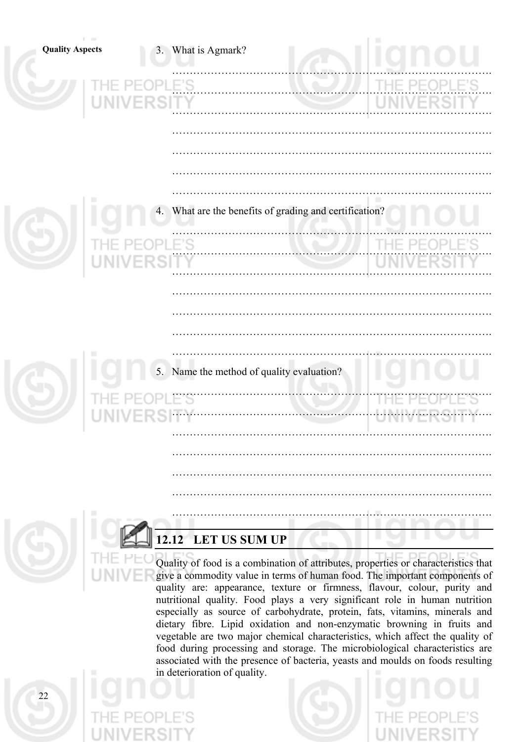3. What is Agmark?

…………………………………………………………………………………

…………………………………………………………………………………

…………………………………………………………………………………

…………………………………………………………………………………

…………………………………………………………………………………

…………………………………………………………………………………

…………………………………………………………………………………

4. What are the benefits of grading and certification?

…………………………………………………………………………………

…………………………………………………………………………………

…………………………………………………………………………………

…………………………………………………………………………………

…………………………………………………………………………………

…………………………………………………………………………………

…………………………………………………………………………………

5. Name the method of quality evaluation?

…………………………………………………………………………………

…………………………………………………………………………………

…………………………………………………………………………………

…………………………………………………………………………………

…………………………………………………………………………………

…………………………………………………………………………………

…………………………………………………………………………………

## 12.12 LET US SUM UP

Quality of food is a combination of attributes, properties or characteristics that give a commodity value in terms of human food. The important components of quality are: appearance, texture or firmness, flavour, colour, purity and nutritional quality. Food plays a very significant role in human nutrition especially as source of carbohydrate, protein, fats, vitamins, minerals and dietary fibre. Lipid oxidation and non-enzymatic browning in fruits and vegetable are two major chemical characteristics, which affect the quality of food during processing and storage. The microbiological characteristics are associated with the presence of bacteria, yeasts and moulds on foods resulting in deterioration of quality.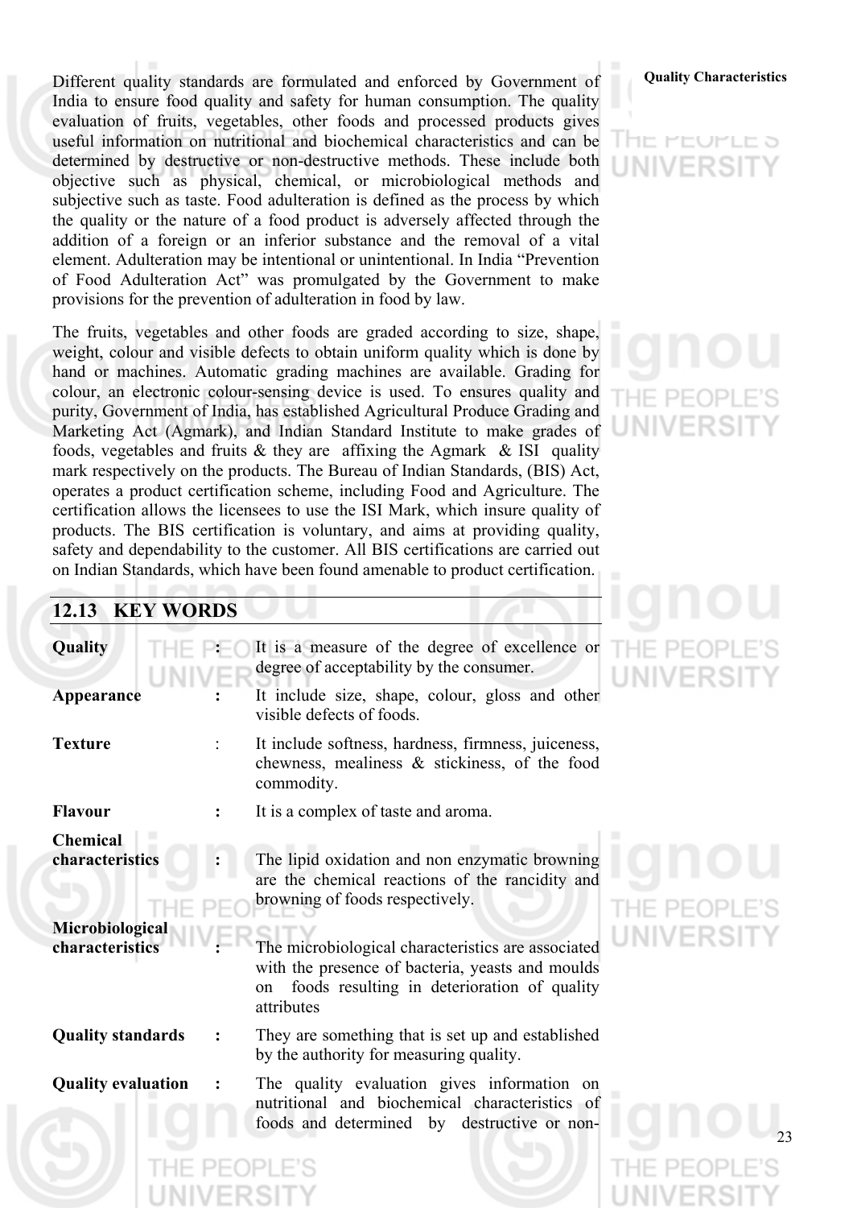Different quality standards are formulated and enforced by Government of India to ensure food quality and safety for human consumption. The quality evaluation of fruits, vegetables, other foods and processed products gives useful information on nutritional and biochemical characteristics and can be determined by destructive or non-destructive methods. These include both objective such as physical, chemical, or microbiological methods and subjective such as taste. Food adulteration is defined as the process by which the quality or the nature of a food product is adversely affected through the addition of a foreign or an inferior substance and the removal of a vital element. Adulteration may be intentional or unintentional. In India "Prevention of Food Adulteration Act" was promulgated by the Government to make provisions for the prevention of adulteration in food by law.

The fruits, vegetables and other foods are graded according to size, shape, weight, colour and visible defects to obtain uniform quality which is done by hand or machines. Automatic grading machines are available. Grading for colour, an electronic colour-sensing device is used. To ensures quality and purity, Government of India, has established Agricultural Produce Grading and Marketing Act (Agmark), and Indian Standard Institute to make grades of foods, vegetables and fruits & they are affixing the Agmark & ISI quality mark respectively on the products. The Bureau of Indian Standards, (BIS) Act, operates a product certification scheme, including Food and Agriculture. The certification allows the licensees to use the ISI Mark, which insure quality of products. The BIS certification is voluntary, and aims at providing quality, safety and dependability to the customer. All BIS certifications are carried out on Indian Standards, which have been found amenable to product certification.

## 12.13 KEY WORDS

**Quality** : It is a measure of the degree of excellence or degree of acceptability by the consumer.

**Appearance** : It include size, shape, colour, gloss and other visible defects of foods.

**Texture** : It include softness, hardness, firmness, juiceness, chewness, mealiness & stickiness, of the food commodity.

**Flavour** : It is a complex of taste and aroma.

**Chemical characteristics** : The lipid oxidation and non enzymatic browning are the chemical reactions of the rancidity and browning of foods respectively.

**Microbiological characteristics** : The microbiological characteristics are associated with the presence of bacteria, yeasts and moulds on foods resulting in deterioration of quality attributes

**Quality standards** : They are something that is set up and established by the authority for measuring quality.

**Quality evaluation** : The quality evaluation gives information on nutritional and biochemical characteristics of foods and determined by destructive or non-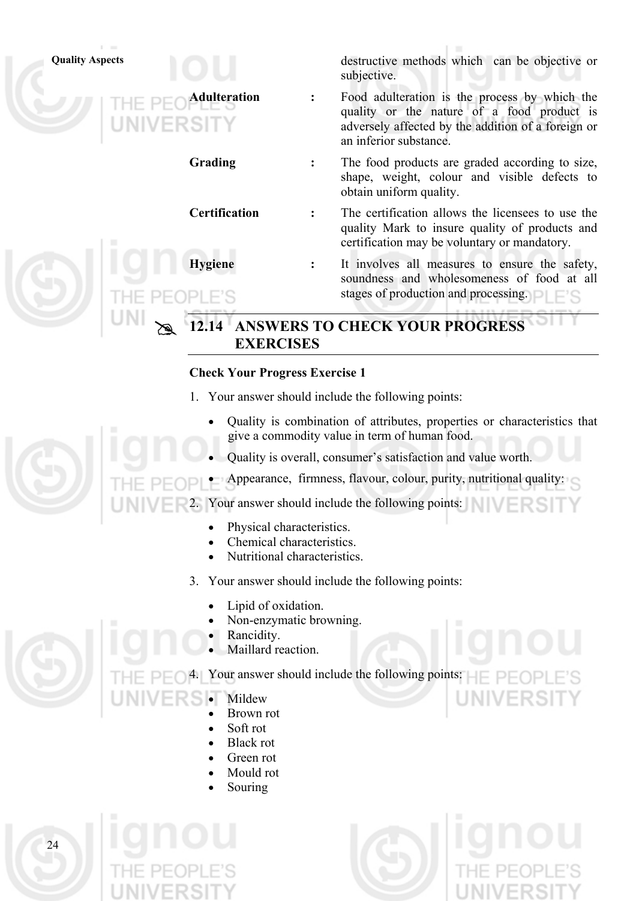destructive methods which can be objective or subjective.

| | | |
|---|---|---|
| **Adulteration** | : | Food adulteration is the process by which the quality or the nature of a food product is adversely affected by the addition of a foreign or an inferior substance. |
| **Grading** | : | The food products are graded according to size, shape, weight, colour and visible defects to obtain uniform quality. |
| **Certification** | : | The certification allows the licensees to use the quality Mark to insure quality of products and certification may be voluntary or mandatory. |
| **Hygiene** | : | It involves all measures to ensure the safety, soundness and wholesomeness of food at all stages of production and processing. |

## 12.14 ANSWERS TO CHECK YOUR PROGRESS EXERCISES

**Check Your Progress Exercise 1**

1. Your answer should include the following points:
   - Quality is combination of attributes, properties or characteristics that give a commodity value in term of human food.
   - Quality is overall, consumer's satisfaction and value worth.
   - Appearance, firmness, flavour, colour, purity, nutritional quality.
2. Your answer should include the following points:
   - Physical characteristics.
   - Chemical characteristics.
   - Nutritional characteristics.
3. Your answer should include the following points:
   - Lipid of oxidation.
   - Non-enzymatic browning.
   - Rancidity.
   - Maillard reaction.
4. Your answer should include the following points:
   - Mildew
   - Brown rot
   - Soft rot
   - Black rot
   - Green rot
   - Mould rot
   - Souring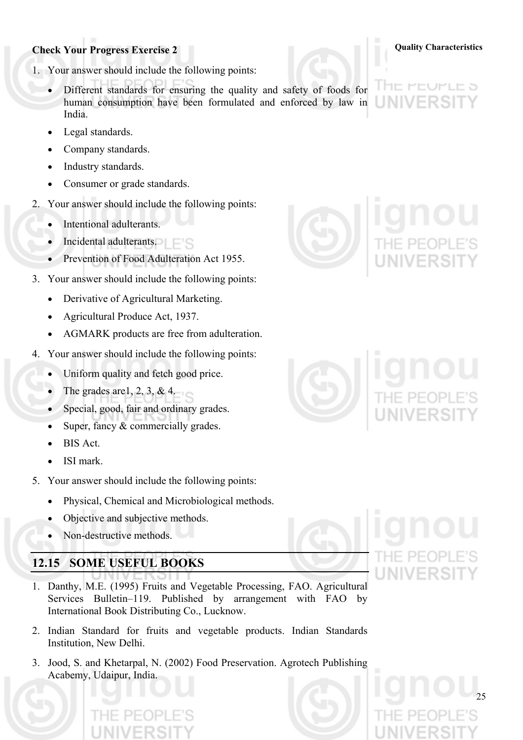**Check Your Progress Exercise 2**

1. Your answer should include the following points:
   - Different standards for ensuring the quality and safety of foods for human consumption have been formulated and enforced by law in India.
   - Legal standards.
   - Company standards.
   - Industry standards.
   - Consumer or grade standards.

2. Your answer should include the following points:
   - Intentional adulterants.
   - Incidental adulterants.
   - Prevention of Food Adulteration Act 1955.

3. Your answer should include the following points:
   - Derivative of Agricultural Marketing.
   - Agricultural Produce Act, 1937.
   - AGMARK products are free from adulteration.

4. Your answer should include the following points:
   - Uniform quality and fetch good price.
   - The grades are1, 2, 3, & 4.
   - Special, good, fair and ordinary grades.
   - Super, fancy & commercially grades.
   - BIS Act.
   - ISI mark.

5. Your answer should include the following points:
   - Physical, Chemical and Microbiological methods.
   - Objective and subjective methods.
   - Non-destructive methods.

## 12.15 SOME USEFUL BOOKS

1. Danthy, M.E. (1995) Fruits and Vegetable Processing, FAO. Agricultural Services Bulletin–119. Published by arrangement with FAO by International Book Distributing Co., Lucknow.

2. Indian Standard for fruits and vegetable products. Indian Standards Institution, New Delhi.

3. Jood, S. and Khetarpal, N. (2002) Food Preservation. Agrotech Publishing Acabemy, Udaipur, India.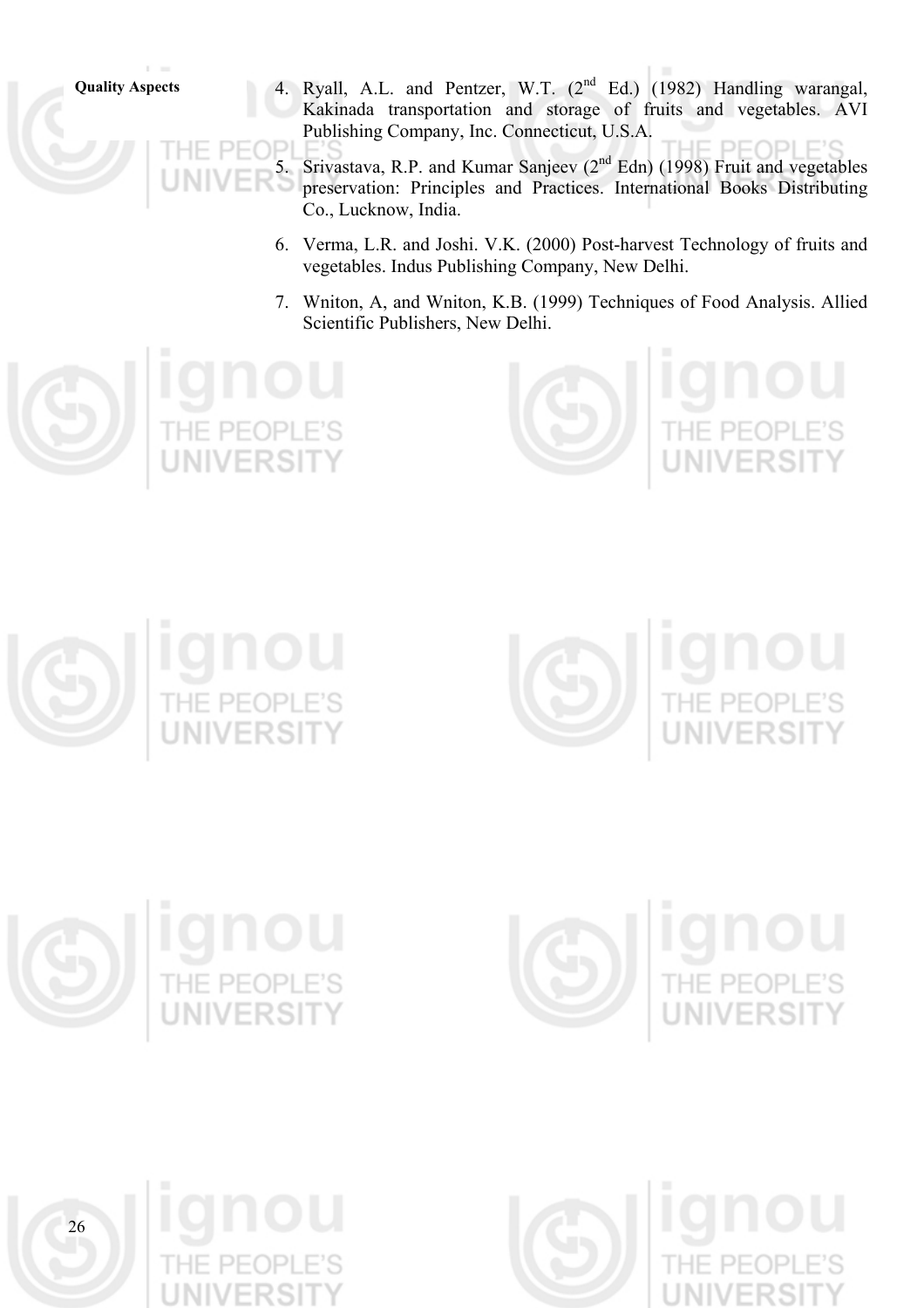4. Ryall, A.L. and Pentzer, W.T. (2nd Ed.) (1982) Handling warangal, Kakinada transportation and storage of fruits and vegetables. AVI Publishing Company, Inc. Connecticut, U.S.A.
5. Srivastava, R.P. and Kumar Sanjeev (2nd Edn) (1998) Fruit and vegetables preservation: Principles and Practices. International Books Distributing Co., Lucknow, India.
6. Verma, L.R. and Joshi. V.K. (2000) Post-harvest Technology of fruits and vegetables. Indus Publishing Company, New Delhi.
7. Wniton, A, and Wniton, K.B. (1999) Techniques of Food Analysis. Allied Scientific Publishers, New Delhi.